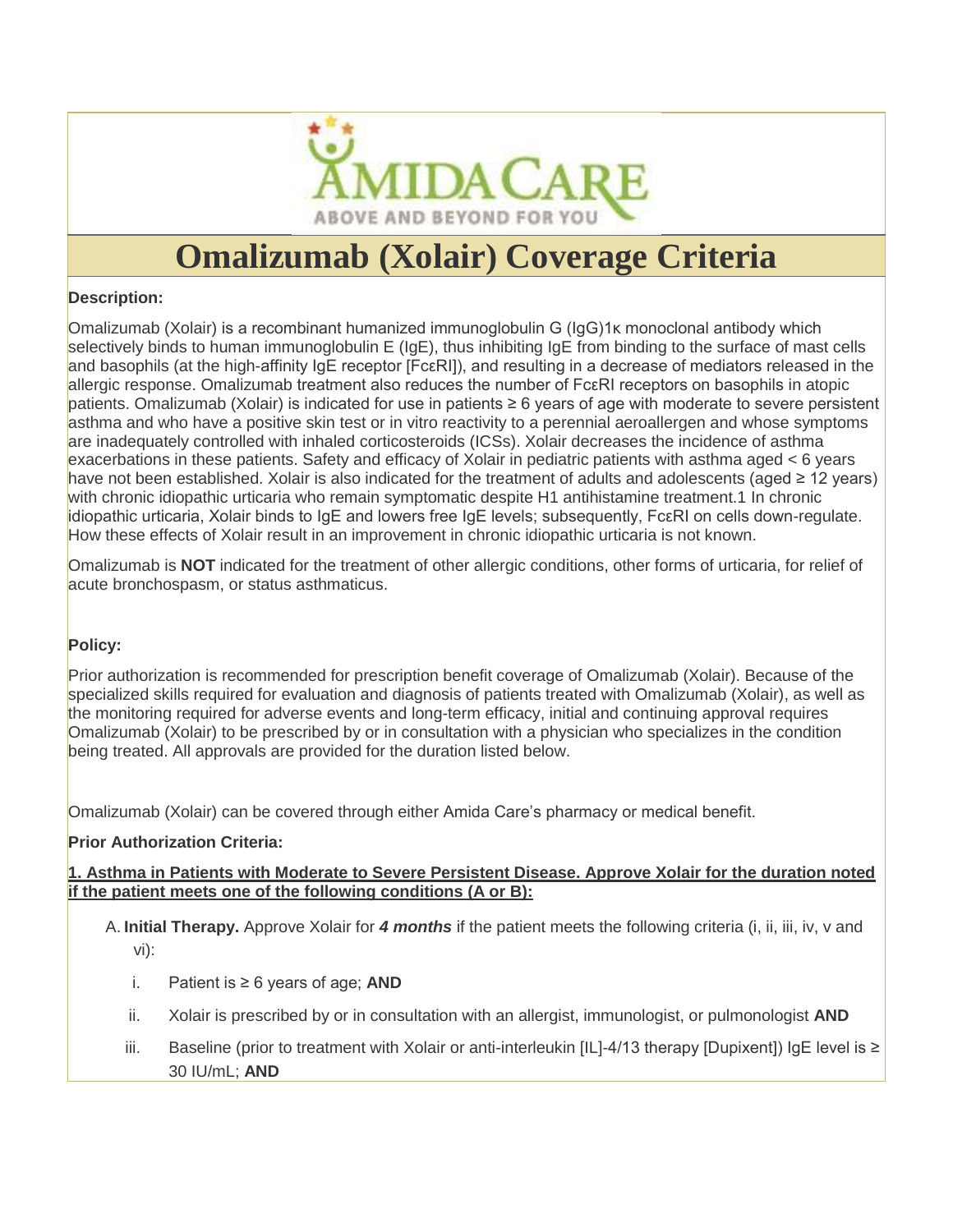# Omalizumab (Xolair) Coverage Criteria

**Description:**

Omalizumab (Xolair) is a recombinant humanized immunoglobulin G (IgG)1κ monoclonal antibody which selectively binds to human immunoglobulin E (IgE), thus inhibiting IgE from binding to the surface of mast cells and basophils (at the high-affinity IgE receptor [FcεRI]), and resulting in a decrease of mediators released in the allergic response. Omalizumab treatment also reduces the number of FcεRI receptors on basophils in atopic patients. Omalizumab (Xolair) is indicated for use in patients ≥ 6 years of age with moderate to severe persistent asthma and who have a positive skin test or in vitro reactivity to a perennial aeroallergen and whose symptoms are inadequately controlled with inhaled corticosteroids (ICSs). Xolair decreases the incidence of asthma exacerbations in these patients. Safety and efficacy of Xolair in pediatric patients with asthma aged < 6 years have not been established. Xolair is also indicated for the treatment of adults and adolescents (aged ≥ 12 years) with chronic idiopathic urticaria who remain symptomatic despite H1 antihistamine treatment.1 In chronic idiopathic urticaria, Xolair binds to IgE and lowers free IgE levels; subsequently, FcεRI on cells down-regulate. How these effects of Xolair result in an improvement in chronic idiopathic urticaria is not known.

Omalizumab is **NOT** indicated for the treatment of other allergic conditions, other forms of urticaria, for relief of acute bronchospasm, or status asthmaticus.

**Policy:**

Prior authorization is recommended for prescription benefit coverage of Omalizumab (Xolair). Because of the specialized skills required for evaluation and diagnosis of patients treated with Omalizumab (Xolair), as well as the monitoring required for adverse events and long-term efficacy, initial and continuing approval requires Omalizumab (Xolair) to be prescribed by or in consultation with a physician who specializes in the condition being treated. All approvals are provided for the duration listed below.

Omalizumab (Xolair) can be covered through either Amida Care's pharmacy or medical benefit.

**Prior Authorization Criteria:**

**1. Asthma in Patients with Moderate to Severe Persistent Disease. Approve Xolair for the duration noted if the patient meets one of the following conditions (A or B):**

A. **Initial Therapy.** Approve Xolair for ***4 months*** if the patient meets the following criteria (i, ii, iii, iv, v and vi):

   i. Patient is ≥ 6 years of age; **AND**

   ii. Xolair is prescribed by or in consultation with an allergist, immunologist, or pulmonologist **AND**

   iii. Baseline (prior to treatment with Xolair or anti-interleukin [IL]-4/13 therapy [Dupixent]) IgE level is ≥ 30 IU/mL; **AND**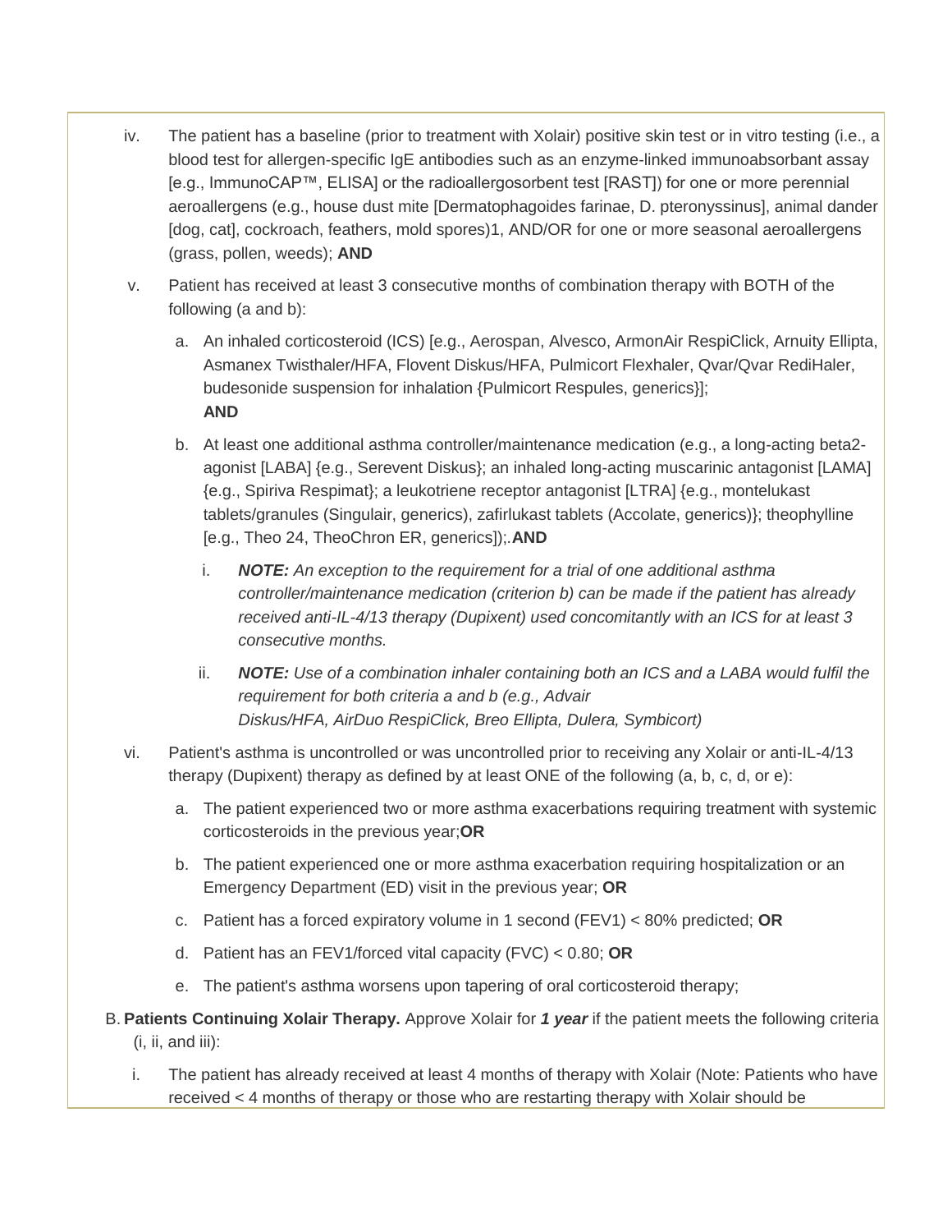iv. The patient has a baseline (prior to treatment with Xolair) positive skin test or in vitro testing (i.e., a blood test for allergen-specific IgE antibodies such as an enzyme-linked immunoabsorbant assay [e.g., ImmunoCAP™, ELISA] or the radioallergosorbent test [RAST]) for one or more perennial aeroallergens (e.g., house dust mite [Dermatophagoides farinae, D. pteronyssinus], animal dander [dog, cat], cockroach, feathers, mold spores)1, AND/OR for one or more seasonal aeroallergens (grass, pollen, weeds); **AND**

v. Patient has received at least 3 consecutive months of combination therapy with BOTH of the following (a and b):

   a. An inhaled corticosteroid (ICS) [e.g., Aerospan, Alvesco, ArmonAir RespiClick, Arnuity Ellipta, Asmanex Twisthaler/HFA, Flovent Diskus/HFA, Pulmicort Flexhaler, Qvar/Qvar RediHaler, budesonide suspension for inhalation {Pulmicort Respules, generics}]; **AND**

   b. At least one additional asthma controller/maintenance medication (e.g., a long-acting beta2-agonist [LABA] {e.g., Serevent Diskus}; an inhaled long-acting muscarinic antagonist [LAMA] {e.g., Spiriva Respimat}; a leukotriene receptor antagonist [LTRA] {e.g., montelukast tablets/granules (Singulair, generics), zafirlukast tablets (Accolate, generics)}; theophylline [e.g., Theo 24, TheoChron ER, generics]);.**AND**

      i. ***NOTE:*** *An exception to the requirement for a trial of one additional asthma controller/maintenance medication (criterion b) can be made if the patient has already received anti-IL-4/13 therapy (Dupixent) used concomitantly with an ICS for at least 3 consecutive months.*

      ii. ***NOTE:*** *Use of a combination inhaler containing both an ICS and a LABA would fulfil the requirement for both criteria a and b (e.g., Advair Diskus/HFA, AirDuo RespiClick, Breo Ellipta, Dulera, Symbicort)*

vi. Patient's asthma is uncontrolled or was uncontrolled prior to receiving any Xolair or anti-IL-4/13 therapy (Dupixent) therapy as defined by at least ONE of the following (a, b, c, d, or e):

   a. The patient experienced two or more asthma exacerbations requiring treatment with systemic corticosteroids in the previous year;**OR**

   b. The patient experienced one or more asthma exacerbation requiring hospitalization or an Emergency Department (ED) visit in the previous year; **OR**

   c. Patient has a forced expiratory volume in 1 second (FEV1) < 80% predicted; **OR**

   d. Patient has an FEV1/forced vital capacity (FVC) < 0.80; **OR**

   e. The patient's asthma worsens upon tapering of oral corticosteroid therapy;

B. **Patients Continuing Xolair Therapy.** Approve Xolair for ***1 year*** if the patient meets the following criteria (i, ii, and iii):

   i. The patient has already received at least 4 months of therapy with Xolair (Note: Patients who have received < 4 months of therapy or those who are restarting therapy with Xolair should be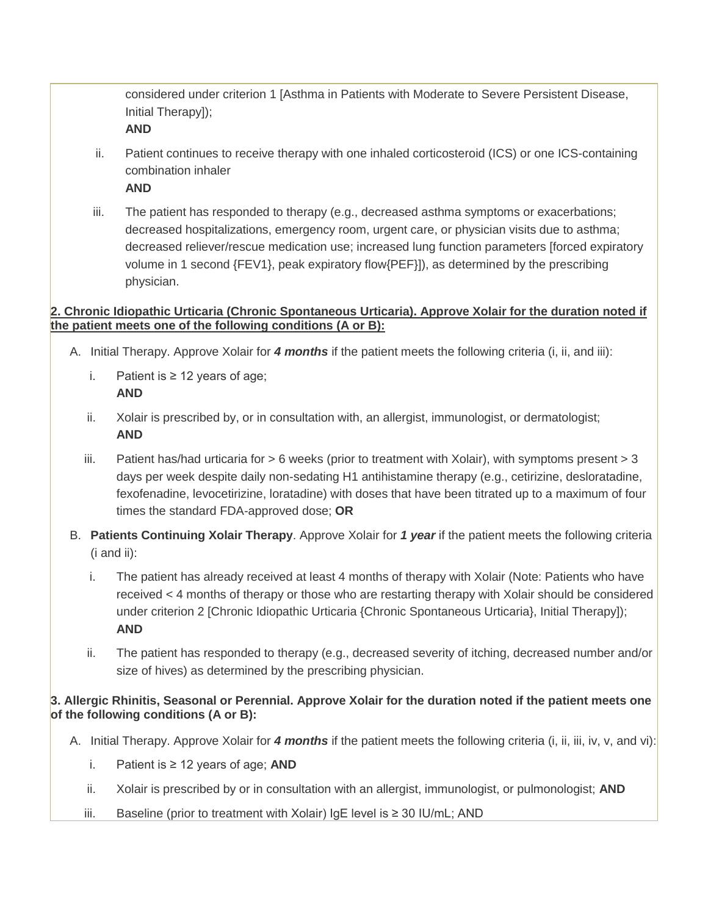considered under criterion 1 [Asthma in Patients with Moderate to Severe Persistent Disease, Initial Therapy]);
**AND**

ii. Patient continues to receive therapy with one inhaled corticosteroid (ICS) or one ICS-containing combination inhaler
**AND**

iii. The patient has responded to therapy (e.g., decreased asthma symptoms or exacerbations; decreased hospitalizations, emergency room, urgent care, or physician visits due to asthma; decreased reliever/rescue medication use; increased lung function parameters [forced expiratory volume in 1 second {FEV1}, peak expiratory flow{PEF}]), as determined by the prescribing physician.

**2. Chronic Idiopathic Urticaria (Chronic Spontaneous Urticaria). Approve Xolair for the duration noted if the patient meets one of the following conditions (A or B):**

A. Initial Therapy. Approve Xolair for ***4 months*** if the patient meets the following criteria (i, ii, and iii):

i. Patient is ≥ 12 years of age;
**AND**

ii. Xolair is prescribed by, or in consultation with, an allergist, immunologist, or dermatologist;
**AND**

iii. Patient has/had urticaria for > 6 weeks (prior to treatment with Xolair), with symptoms present > 3 days per week despite daily non-sedating H1 antihistamine therapy (e.g., cetirizine, desloratadine, fexofenadine, levocetirizine, loratadine) with doses that have been titrated up to a maximum of four times the standard FDA-approved dose; **OR**

B. **Patients Continuing Xolair Therapy**. Approve Xolair for ***1 year*** if the patient meets the following criteria (i and ii):

i. The patient has already received at least 4 months of therapy with Xolair (Note: Patients who have received < 4 months of therapy or those who are restarting therapy with Xolair should be considered under criterion 2 [Chronic Idiopathic Urticaria {Chronic Spontaneous Urticaria}, Initial Therapy]);
**AND**

ii. The patient has responded to therapy (e.g., decreased severity of itching, decreased number and/or size of hives) as determined by the prescribing physician.

**3. Allergic Rhinitis, Seasonal or Perennial. Approve Xolair for the duration noted if the patient meets one of the following conditions (A or B):**

A. Initial Therapy. Approve Xolair for ***4 months*** if the patient meets the following criteria (i, ii, iii, iv, v, and vi):

i. Patient is ≥ 12 years of age; **AND**

ii. Xolair is prescribed by or in consultation with an allergist, immunologist, or pulmonologist; **AND**

iii. Baseline (prior to treatment with Xolair) IgE level is ≥ 30 IU/mL; AND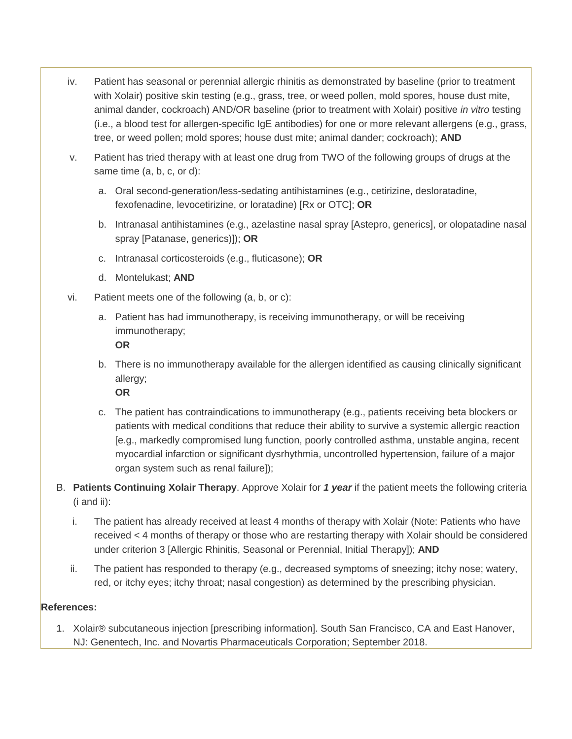iv. Patient has seasonal or perennial allergic rhinitis as demonstrated by baseline (prior to treatment with Xolair) positive skin testing (e.g., grass, tree, or weed pollen, mold spores, house dust mite, animal dander, cockroach) AND/OR baseline (prior to treatment with Xolair) positive *in vitro* testing (i.e., a blood test for allergen-specific IgE antibodies) for one or more relevant allergens (e.g., grass, tree, or weed pollen; mold spores; house dust mite; animal dander; cockroach); **AND**

v. Patient has tried therapy with at least one drug from TWO of the following groups of drugs at the same time (a, b, c, or d):

   a. Oral second-generation/less-sedating antihistamines (e.g., cetirizine, desloratadine, fexofenadine, levocetirizine, or loratadine) [Rx or OTC]; **OR**

   b. Intranasal antihistamines (e.g., azelastine nasal spray [Astepro, generics], or olopatadine nasal spray [Patanase, generics)]); **OR**

   c. Intranasal corticosteroids (e.g., fluticasone); **OR**

   d. Montelukast; **AND**

vi. Patient meets one of the following (a, b, or c):

   a. Patient has had immunotherapy, is receiving immunotherapy, or will be receiving immunotherapy;
      **OR**

   b. There is no immunotherapy available for the allergen identified as causing clinically significant allergy;
      **OR**

   c. The patient has contraindications to immunotherapy (e.g., patients receiving beta blockers or patients with medical conditions that reduce their ability to survive a systemic allergic reaction [e.g., markedly compromised lung function, poorly controlled asthma, unstable angina, recent myocardial infarction or significant dysrhythmia, uncontrolled hypertension, failure of a major organ system such as renal failure]);

B. **Patients Continuing Xolair Therapy**. Approve Xolair for ***1 year*** if the patient meets the following criteria (i and ii):

   i. The patient has already received at least 4 months of therapy with Xolair (Note: Patients who have received < 4 months of therapy or those who are restarting therapy with Xolair should be considered under criterion 3 [Allergic Rhinitis, Seasonal or Perennial, Initial Therapy]); **AND**

   ii. The patient has responded to therapy (e.g., decreased symptoms of sneezing; itchy nose; watery, red, or itchy eyes; itchy throat; nasal congestion) as determined by the prescribing physician.

**References:**

1. Xolair® subcutaneous injection [prescribing information]. South San Francisco, CA and East Hanover, NJ: Genentech, Inc. and Novartis Pharmaceuticals Corporation; September 2018.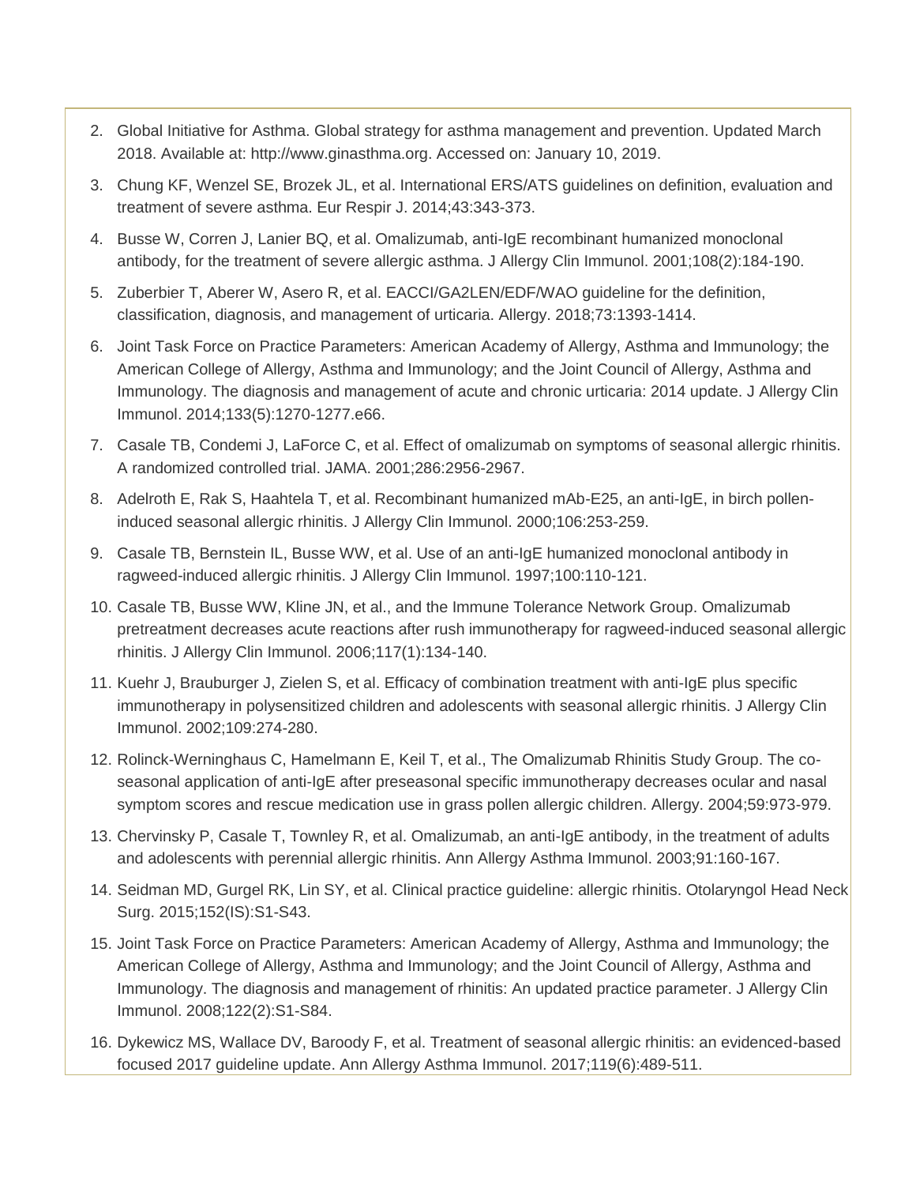2. Global Initiative for Asthma. Global strategy for asthma management and prevention. Updated March 2018. Available at: http://www.ginasthma.org. Accessed on: January 10, 2019.
3. Chung KF, Wenzel SE, Brozek JL, et al. International ERS/ATS guidelines on definition, evaluation and treatment of severe asthma. Eur Respir J. 2014;43:343-373.
4. Busse W, Corren J, Lanier BQ, et al. Omalizumab, anti-IgE recombinant humanized monoclonal antibody, for the treatment of severe allergic asthma. J Allergy Clin Immunol. 2001;108(2):184-190.
5. Zuberbier T, Aberer W, Asero R, et al. EACCI/GA2LEN/EDF/WAO guideline for the definition, classification, diagnosis, and management of urticaria. Allergy. 2018;73:1393-1414.
6. Joint Task Force on Practice Parameters: American Academy of Allergy, Asthma and Immunology; the American College of Allergy, Asthma and Immunology; and the Joint Council of Allergy, Asthma and Immunology. The diagnosis and management of acute and chronic urticaria: 2014 update. J Allergy Clin Immunol. 2014;133(5):1270-1277.e66.
7. Casale TB, Condemi J, LaForce C, et al. Effect of omalizumab on symptoms of seasonal allergic rhinitis. A randomized controlled trial. JAMA. 2001;286:2956-2967.
8. Adelroth E, Rak S, Haahtela T, et al. Recombinant humanized mAb-E25, an anti-IgE, in birch pollen-induced seasonal allergic rhinitis. J Allergy Clin Immunol. 2000;106:253-259.
9. Casale TB, Bernstein IL, Busse WW, et al. Use of an anti-IgE humanized monoclonal antibody in ragweed-induced allergic rhinitis. J Allergy Clin Immunol. 1997;100:110-121.
10. Casale TB, Busse WW, Kline JN, et al., and the Immune Tolerance Network Group. Omalizumab pretreatment decreases acute reactions after rush immunotherapy for ragweed-induced seasonal allergic rhinitis. J Allergy Clin Immunol. 2006;117(1):134-140.
11. Kuehr J, Brauburger J, Zielen S, et al. Efficacy of combination treatment with anti-IgE plus specific immunotherapy in polysensitized children and adolescents with seasonal allergic rhinitis. J Allergy Clin Immunol. 2002;109:274-280.
12. Rolinck-Werninghaus C, Hamelmann E, Keil T, et al., The Omalizumab Rhinitis Study Group. The co-seasonal application of anti-IgE after preseasonal specific immunotherapy decreases ocular and nasal symptom scores and rescue medication use in grass pollen allergic children. Allergy. 2004;59:973-979.
13. Chervinsky P, Casale T, Townley R, et al. Omalizumab, an anti-IgE antibody, in the treatment of adults and adolescents with perennial allergic rhinitis. Ann Allergy Asthma Immunol. 2003;91:160-167.
14. Seidman MD, Gurgel RK, Lin SY, et al. Clinical practice guideline: allergic rhinitis. Otolaryngol Head Neck Surg. 2015;152(IS):S1-S43.
15. Joint Task Force on Practice Parameters: American Academy of Allergy, Asthma and Immunology; the American College of Allergy, Asthma and Immunology; and the Joint Council of Allergy, Asthma and Immunology. The diagnosis and management of rhinitis: An updated practice parameter. J Allergy Clin Immunol. 2008;122(2):S1-S84.
16. Dykewicz MS, Wallace DV, Baroody F, et al. Treatment of seasonal allergic rhinitis: an evidenced-based focused 2017 guideline update. Ann Allergy Asthma Immunol. 2017;119(6):489-511.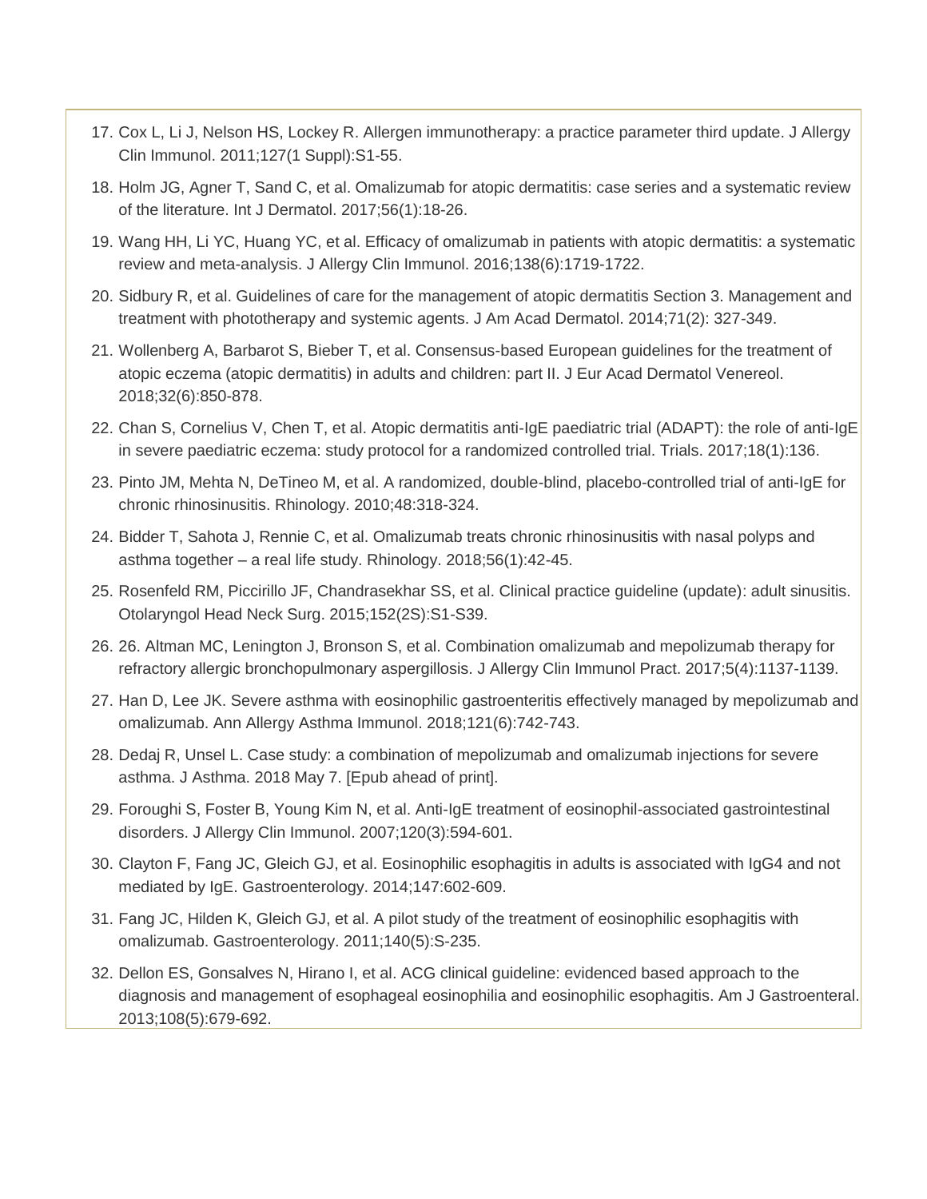17. Cox L, Li J, Nelson HS, Lockey R. Allergen immunotherapy: a practice parameter third update. J Allergy Clin Immunol. 2011;127(1 Suppl):S1-55.
18. Holm JG, Agner T, Sand C, et al. Omalizumab for atopic dermatitis: case series and a systematic review of the literature. Int J Dermatol. 2017;56(1):18-26.
19. Wang HH, Li YC, Huang YC, et al. Efficacy of omalizumab in patients with atopic dermatitis: a systematic review and meta-analysis. J Allergy Clin Immunol. 2016;138(6):1719-1722.
20. Sidbury R, et al. Guidelines of care for the management of atopic dermatitis Section 3. Management and treatment with phototherapy and systemic agents. J Am Acad Dermatol. 2014;71(2): 327-349.
21. Wollenberg A, Barbarot S, Bieber T, et al. Consensus-based European guidelines for the treatment of atopic eczema (atopic dermatitis) in adults and children: part II. J Eur Acad Dermatol Venereol. 2018;32(6):850-878.
22. Chan S, Cornelius V, Chen T, et al. Atopic dermatitis anti-IgE paediatric trial (ADAPT): the role of anti-IgE in severe paediatric eczema: study protocol for a randomized controlled trial. Trials. 2017;18(1):136.
23. Pinto JM, Mehta N, DeTineo M, et al. A randomized, double-blind, placebo-controlled trial of anti-IgE for chronic rhinosinusitis. Rhinology. 2010;48:318-324.
24. Bidder T, Sahota J, Rennie C, et al. Omalizumab treats chronic rhinosinusitis with nasal polyps and asthma together – a real life study. Rhinology. 2018;56(1):42-45.
25. Rosenfeld RM, Piccirillo JF, Chandrasekhar SS, et al. Clinical practice guideline (update): adult sinusitis. Otolaryngol Head Neck Surg. 2015;152(2S):S1-S39.
26. 26. Altman MC, Lenington J, Bronson S, et al. Combination omalizumab and mepolizumab therapy for refractory allergic bronchopulmonary aspergillosis. J Allergy Clin Immunol Pract. 2017;5(4):1137-1139.
27. Han D, Lee JK. Severe asthma with eosinophilic gastroenteritis effectively managed by mepolizumab and omalizumab. Ann Allergy Asthma Immunol. 2018;121(6):742-743.
28. Dedaj R, Unsel L. Case study: a combination of mepolizumab and omalizumab injections for severe asthma. J Asthma. 2018 May 7. [Epub ahead of print].
29. Foroughi S, Foster B, Young Kim N, et al. Anti-IgE treatment of eosinophil-associated gastrointestinal disorders. J Allergy Clin Immunol. 2007;120(3):594-601.
30. Clayton F, Fang JC, Gleich GJ, et al. Eosinophilic esophagitis in adults is associated with IgG4 and not mediated by IgE. Gastroenterology. 2014;147:602-609.
31. Fang JC, Hilden K, Gleich GJ, et al. A pilot study of the treatment of eosinophilic esophagitis with omalizumab. Gastroenterology. 2011;140(5):S-235.
32. Dellon ES, Gonsalves N, Hirano I, et al. ACG clinical guideline: evidenced based approach to the diagnosis and management of esophageal eosinophilia and eosinophilic esophagitis. Am J Gastroenteral. 2013;108(5):679-692.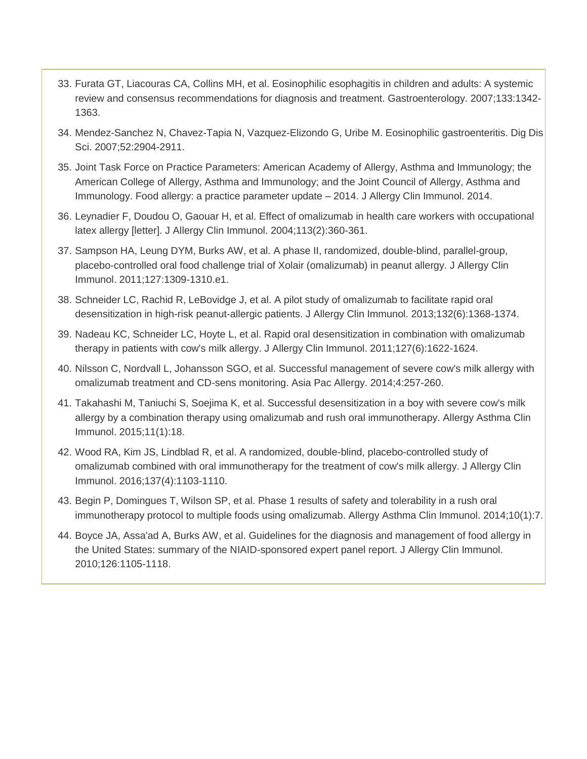33. Furata GT, Liacouras CA, Collins MH, et al. Eosinophilic esophagitis in children and adults: A systemic review and consensus recommendations for diagnosis and treatment. Gastroenterology. 2007;133:1342-1363.
34. Mendez-Sanchez N, Chavez-Tapia N, Vazquez-Elizondo G, Uribe M. Eosinophilic gastroenteritis. Dig Dis Sci. 2007;52:2904-2911.
35. Joint Task Force on Practice Parameters: American Academy of Allergy, Asthma and Immunology; the American College of Allergy, Asthma and Immunology; and the Joint Council of Allergy, Asthma and Immunology. Food allergy: a practice parameter update – 2014. J Allergy Clin Immunol. 2014.
36. Leynadier F, Doudou O, Gaouar H, et al. Effect of omalizumab in health care workers with occupational latex allergy [letter]. J Allergy Clin Immunol. 2004;113(2):360-361.
37. Sampson HA, Leung DYM, Burks AW, et al. A phase II, randomized, double-blind, parallel-group, placebo-controlled oral food challenge trial of Xolair (omalizumab) in peanut allergy. J Allergy Clin Immunol. 2011;127:1309-1310.e1.
38. Schneider LC, Rachid R, LeBovidge J, et al. A pilot study of omalizumab to facilitate rapid oral desensitization in high-risk peanut-allergic patients. J Allergy Clin Immunol. 2013;132(6):1368-1374.
39. Nadeau KC, Schneider LC, Hoyte L, et al. Rapid oral desensitization in combination with omalizumab therapy in patients with cow's milk allergy. J Allergy Clin Immunol. 2011;127(6):1622-1624.
40. Nilsson C, Nordvall L, Johansson SGO, et al. Successful management of severe cow's milk allergy with omalizumab treatment and CD-sens monitoring. Asia Pac Allergy. 2014;4:257-260.
41. Takahashi M, Taniuchi S, Soejima K, et al. Successful desensitization in a boy with severe cow's milk allergy by a combination therapy using omalizumab and rush oral immunotherapy. Allergy Asthma Clin Immunol. 2015;11(1):18.
42. Wood RA, Kim JS, Lindblad R, et al. A randomized, double-blind, placebo-controlled study of omalizumab combined with oral immunotherapy for the treatment of cow's milk allergy. J Allergy Clin Immunol. 2016;137(4):1103-1110.
43. Begin P, Domingues T, Wilson SP, et al. Phase 1 results of safety and tolerability in a rush oral immunotherapy protocol to multiple foods using omalizumab. Allergy Asthma Clin Immunol. 2014;10(1):7.
44. Boyce JA, Assa'ad A, Burks AW, et al. Guidelines for the diagnosis and management of food allergy in the United States: summary of the NIAID-sponsored expert panel report. J Allergy Clin Immunol. 2010;126:1105-1118.